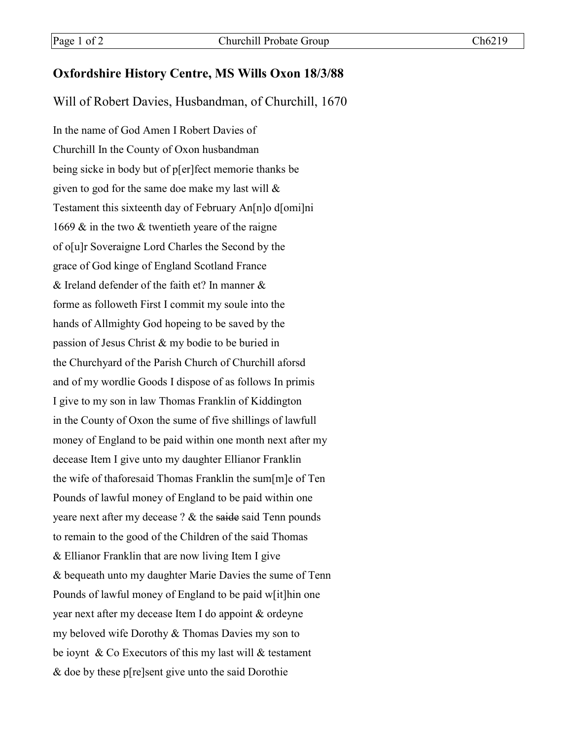## Oxfordshire History Centre, MS Wills Oxon 18/3/88

### Will of Robert Davies, Husbandman, of Churchill, 1670

In the name of God Amen I Robert Davies of
Churchill In the County of Oxon husbandman
being sicke in body but of p[er]fect memorie thanks be
given to god for the same doe make my last will &
Testament this sixteenth day of February An[n]o d[omi]ni
1669 & in the two & twentieth yeare of the raigne
of o[u]r Soveraigne Lord Charles the Second by the
grace of God kinge of England Scotland France
& Ireland defender of the faith et? In manner &
forme as followeth First I commit my soule into the
hands of Allmighty God hopeing to be saved by the
passion of Jesus Christ & my bodie to be buried in
the Churchyard of the Parish Church of Churchill aforsd
and of my wordlie Goods I dispose of as follows In primis
I give to my son in law Thomas Franklin of Kiddington
in the County of Oxon the sume of five shillings of lawfull
money of England to be paid within one month next after my
decease Item I give unto my daughter Ellianor Franklin
the wife of thaforesaid Thomas Franklin the sum[m]e of Ten
Pounds of lawful money of England to be paid within one
yeare next after my decease ? & the ~~saide~~ said Tenn pounds
to remain to the good of the Children of the said Thomas
& Ellianor Franklin that are now living Item I give
& bequeath unto my daughter Marie Davies the sume of Tenn
Pounds of lawful money of England to be paid w[it]hin one
year next after my decease Item I do appoint & ordeyne
my beloved wife Dorothy & Thomas Davies my son to
be ioynt & Co Executors of this my last will & testament
& doe by these p[re]sent give unto the said Dorothie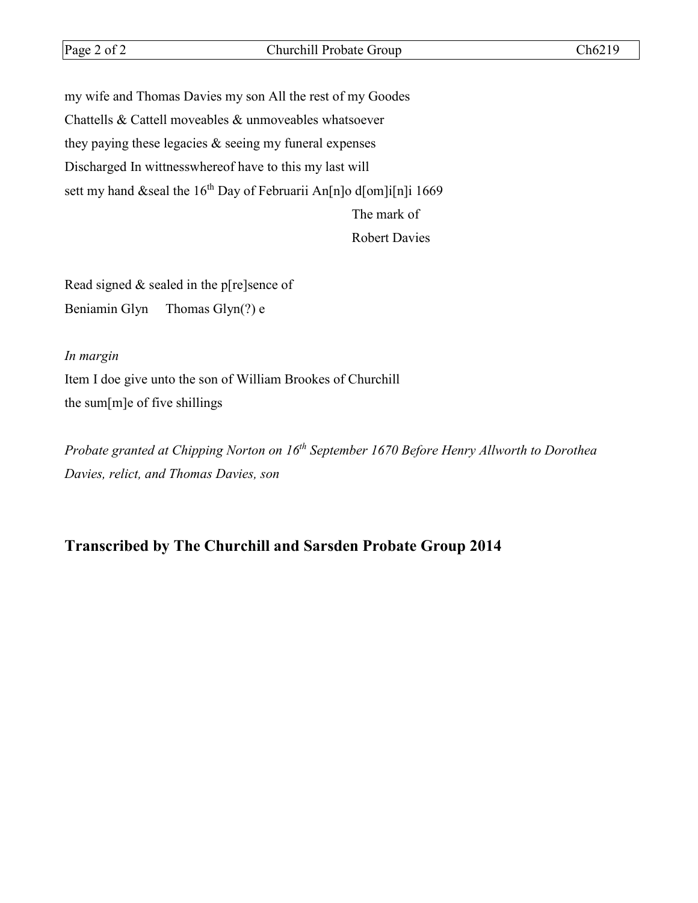my wife and Thomas Davies my son All the rest of my Goodes
Chattells & Cattell moveables & unmoveables whatsoever
they paying these legacies & seeing my funeral expenses
Discharged In wittnesswhereof have to this my last will
sett my hand &seal the 16th Day of Februarii An[n]o d[om]i[n]i 1669

The mark of
Robert Davies

Read signed & sealed in the p[re]sence of
Beniamin Glyn     Thomas Glyn(?) e

*In margin*

Item I doe give unto the son of William Brookes of Churchill
the sum[m]e of five shillings

*Probate granted at Chipping Norton on 16th September 1670 Before Henry Allworth to Dorothea Davies, relict, and Thomas Davies, son*

**Transcribed by The Churchill and Sarsden Probate Group 2014**